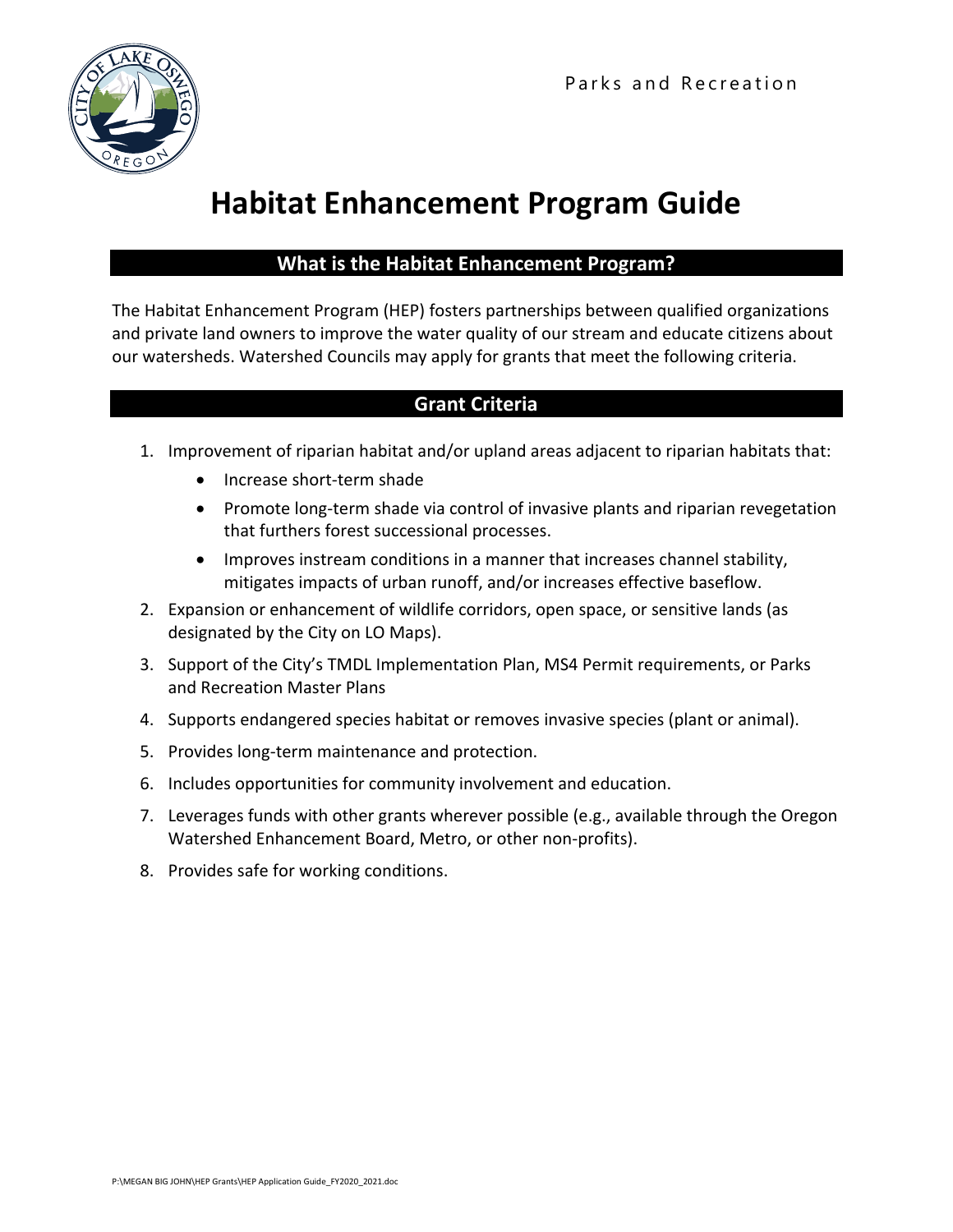Parks and Recreation

# Habitat Enhancement Program Guide

## What is the Habitat Enhancement Program?

The Habitat Enhancement Program (HEP) fosters partnerships between qualified organizations and private land owners to improve the water quality of our stream and educate citizens about our watersheds. Watershed Councils may apply for grants that meet the following criteria.

## Grant Criteria

1. Improvement of riparian habitat and/or upland areas adjacent to riparian habitats that:
   - Increase short-term shade
   - Promote long-term shade via control of invasive plants and riparian revegetation that furthers forest successional processes.
   - Improves instream conditions in a manner that increases channel stability, mitigates impacts of urban runoff, and/or increases effective baseflow.
2. Expansion or enhancement of wildlife corridors, open space, or sensitive lands (as designated by the City on LO Maps).
3. Support of the City's TMDL Implementation Plan, MS4 Permit requirements, or Parks and Recreation Master Plans
4. Supports endangered species habitat or removes invasive species (plant or animal).
5. Provides long-term maintenance and protection.
6. Includes opportunities for community involvement and education.
7. Leverages funds with other grants wherever possible (e.g., available through the Oregon Watershed Enhancement Board, Metro, or other non-profits).
8. Provides safe for working conditions.

P:\MEGAN BIG JOHN\HEP Grants\HEP Application Guide_FY2020_2021.doc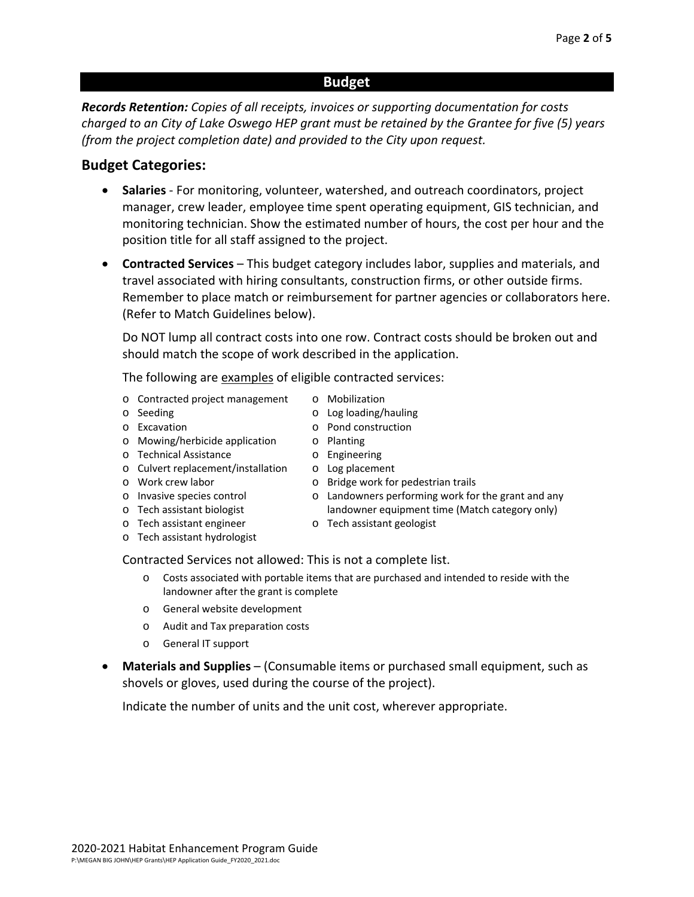## Budget

***Records Retention:*** *Copies of all receipts, invoices or supporting documentation for costs charged to an City of Lake Oswego HEP grant must be retained by the Grantee for five (5) years (from the project completion date) and provided to the City upon request.*

### Budget Categories:

- **Salaries** - For monitoring, volunteer, watershed, and outreach coordinators, project manager, crew leader, employee time spent operating equipment, GIS technician, and monitoring technician. Show the estimated number of hours, the cost per hour and the position title for all staff assigned to the project.

- **Contracted Services** – This budget category includes labor, supplies and materials, and travel associated with hiring consultants, construction firms, or other outside firms. Remember to place match or reimbursement for partner agencies or collaborators here. (Refer to Match Guidelines below).

  Do NOT lump all contract costs into one row. Contract costs should be broken out and should match the scope of work described in the application.

  The following are examples of eligible contracted services:

  - Contracted project management
  - Seeding
  - Excavation
  - Mowing/herbicide application
  - Technical Assistance
  - Culvert replacement/installation
  - Work crew labor
  - Invasive species control
  - Tech assistant biologist
  - Tech assistant engineer
  - Tech assistant hydrologist
  - Mobilization
  - Log loading/hauling
  - Pond construction
  - Planting
  - Engineering
  - Log placement
  - Bridge work for pedestrian trails
  - Landowners performing work for the grant and any landowner equipment time (Match category only)
  - Tech assistant geologist

  Contracted Services not allowed: This is not a complete list.

  - Costs associated with portable items that are purchased and intended to reside with the landowner after the grant is complete
  - General website development
  - Audit and Tax preparation costs
  - General IT support

- **Materials and Supplies** – (Consumable items or purchased small equipment, such as shovels or gloves, used during the course of the project).

  Indicate the number of units and the unit cost, wherever appropriate.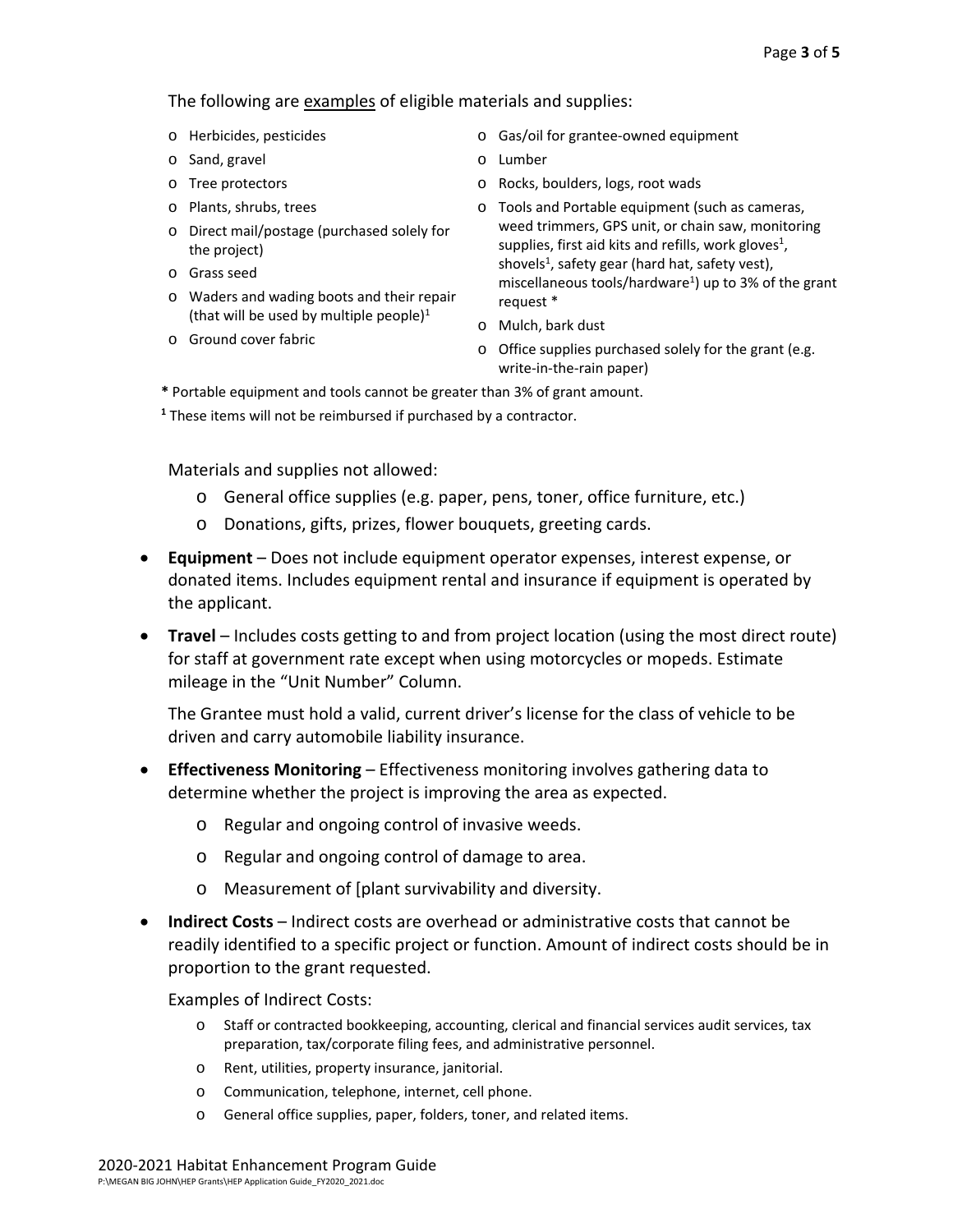The following are examples of eligible materials and supplies:

- Herbicides, pesticides
- Sand, gravel
- Tree protectors
- Plants, shrubs, trees
- Direct mail/postage (purchased solely for the project)
- Grass seed
- Waders and wading boots and their repair (that will be used by multiple people)[1]
- Ground cover fabric
- Gas/oil for grantee-owned equipment
- Lumber
- Rocks, boulders, logs, root wads
- Tools and Portable equipment (such as cameras, weed trimmers, GPS unit, or chain saw, monitoring supplies, first aid kits and refills, work gloves[1], shovels[1], safety gear (hard hat, safety vest), miscellaneous tools/hardware[1]) up to 3% of the grant request *
- Mulch, bark dust
- Office supplies purchased solely for the grant (e.g. write-in-the-rain paper)

**\*** Portable equipment and tools cannot be greater than 3% of grant amount.

**[1]** These items will not be reimbursed if purchased by a contractor.

Materials and supplies not allowed:

- General office supplies (e.g. paper, pens, toner, office furniture, etc.)
- Donations, gifts, prizes, flower bouquets, greeting cards.

- **Equipment** – Does not include equipment operator expenses, interest expense, or donated items. Includes equipment rental and insurance if equipment is operated by the applicant.
- **Travel** – Includes costs getting to and from project location (using the most direct route) for staff at government rate except when using motorcycles or mopeds. Estimate mileage in the "Unit Number" Column.

  The Grantee must hold a valid, current driver's license for the class of vehicle to be driven and carry automobile liability insurance.

- **Effectiveness Monitoring** – Effectiveness monitoring involves gathering data to determine whether the project is improving the area as expected.
  - Regular and ongoing control of invasive weeds.
  - Regular and ongoing control of damage to area.
  - Measurement of [plant survivability and diversity.
- **Indirect Costs** – Indirect costs are overhead or administrative costs that cannot be readily identified to a specific project or function. Amount of indirect costs should be in proportion to the grant requested.

  Examples of Indirect Costs:

  - Staff or contracted bookkeeping, accounting, clerical and financial services audit services, tax preparation, tax/corporate filing fees, and administrative personnel.
  - Rent, utilities, property insurance, janitorial.
  - Communication, telephone, internet, cell phone.
  - General office supplies, paper, folders, toner, and related items.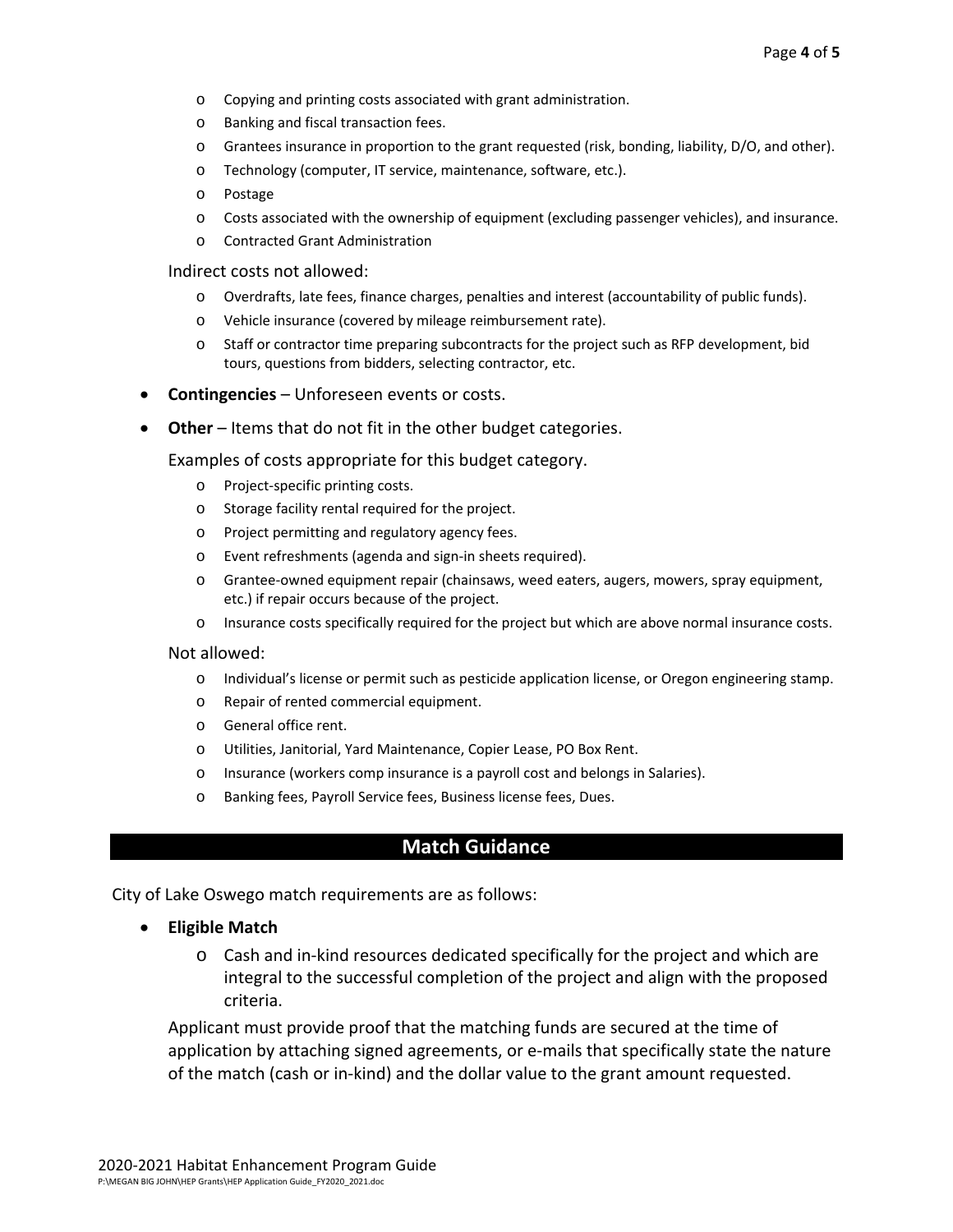- Copying and printing costs associated with grant administration.
  - Banking and fiscal transaction fees.
  - Grantees insurance in proportion to the grant requested (risk, bonding, liability, D/O, and other).
  - Technology (computer, IT service, maintenance, software, etc.).
  - Postage
  - Costs associated with the ownership of equipment (excluding passenger vehicles), and insurance.
  - Contracted Grant Administration

  Indirect costs not allowed:

  - Overdrafts, late fees, finance charges, penalties and interest (accountability of public funds).
  - Vehicle insurance (covered by mileage reimbursement rate).
  - Staff or contractor time preparing subcontracts for the project such as RFP development, bid tours, questions from bidders, selecting contractor, etc.

- **Contingencies** – Unforeseen events or costs.
- **Other** – Items that do not fit in the other budget categories.

  Examples of costs appropriate for this budget category.

  - Project-specific printing costs.
  - Storage facility rental required for the project.
  - Project permitting and regulatory agency fees.
  - Event refreshments (agenda and sign-in sheets required).
  - Grantee-owned equipment repair (chainsaws, weed eaters, augers, mowers, spray equipment, etc.) if repair occurs because of the project.
  - Insurance costs specifically required for the project but which are above normal insurance costs.

  Not allowed:

  - Individual's license or permit such as pesticide application license, or Oregon engineering stamp.
  - Repair of rented commercial equipment.
  - General office rent.
  - Utilities, Janitorial, Yard Maintenance, Copier Lease, PO Box Rent.
  - Insurance (workers comp insurance is a payroll cost and belongs in Salaries).
  - Banking fees, Payroll Service fees, Business license fees, Dues.

## Match Guidance

City of Lake Oswego match requirements are as follows:

- **Eligible Match**
  - Cash and in-kind resources dedicated specifically for the project and which are integral to the successful completion of the project and align with the proposed criteria.

  Applicant must provide proof that the matching funds are secured at the time of application by attaching signed agreements, or e-mails that specifically state the nature of the match (cash or in-kind) and the dollar value to the grant amount requested.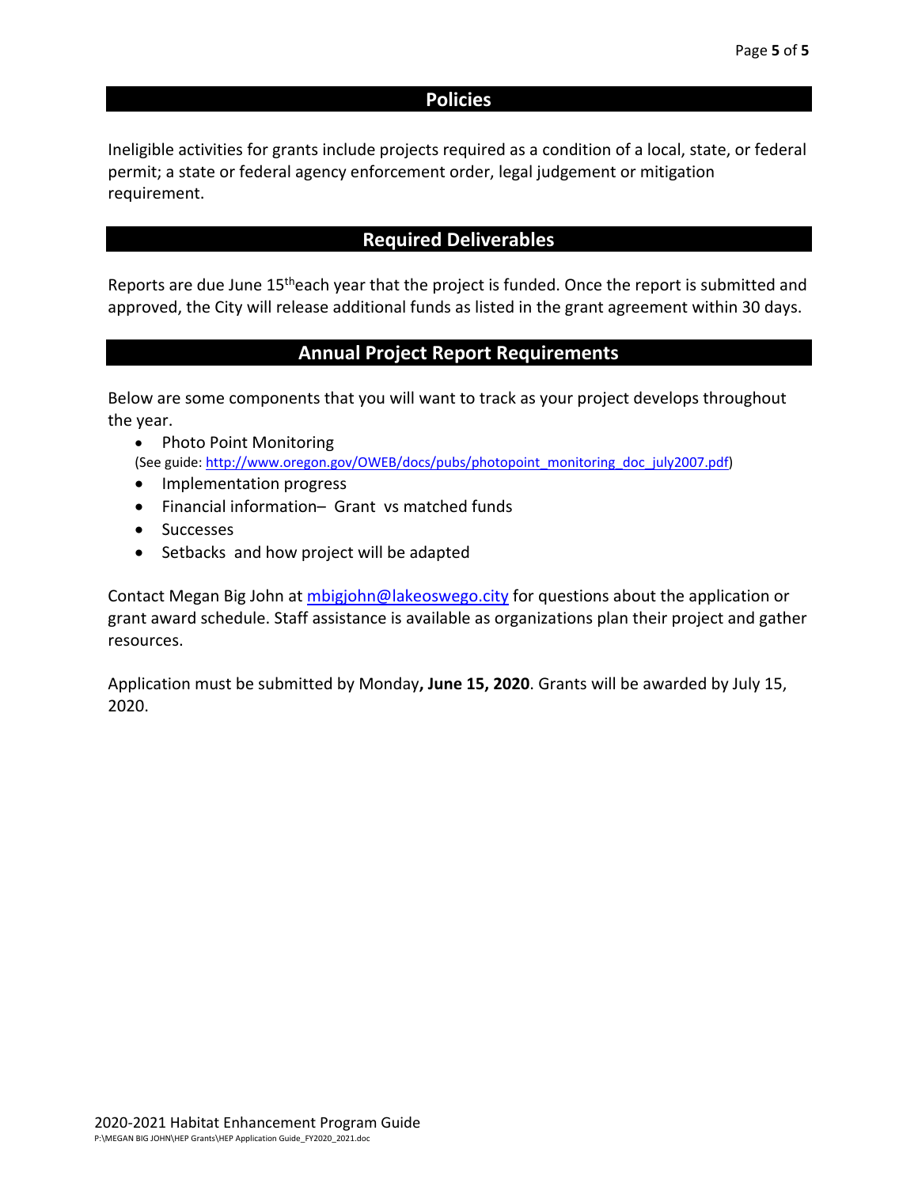## Policies

Ineligible activities for grants include projects required as a condition of a local, state, or federal permit; a state or federal agency enforcement order, legal judgement or mitigation requirement.

## Required Deliverables

Reports are due June 15th each year that the project is funded. Once the report is submitted and approved, the City will release additional funds as listed in the grant agreement within 30 days.

## Annual Project Report Requirements

Below are some components that you will want to track as your project develops throughout the year.

- Photo Point Monitoring
  (See guide: http://www.oregon.gov/OWEB/docs/pubs/photopoint_monitoring_doc_july2007.pdf)
- Implementation progress
- Financial information– Grant vs matched funds
- Successes
- Setbacks and how project will be adapted

Contact Megan Big John at mbigjohn@lakeoswego.city for questions about the application or grant award schedule. Staff assistance is available as organizations plan their project and gather resources.

Application must be submitted by Monday**, June 15, 2020**. Grants will be awarded by July 15, 2020.